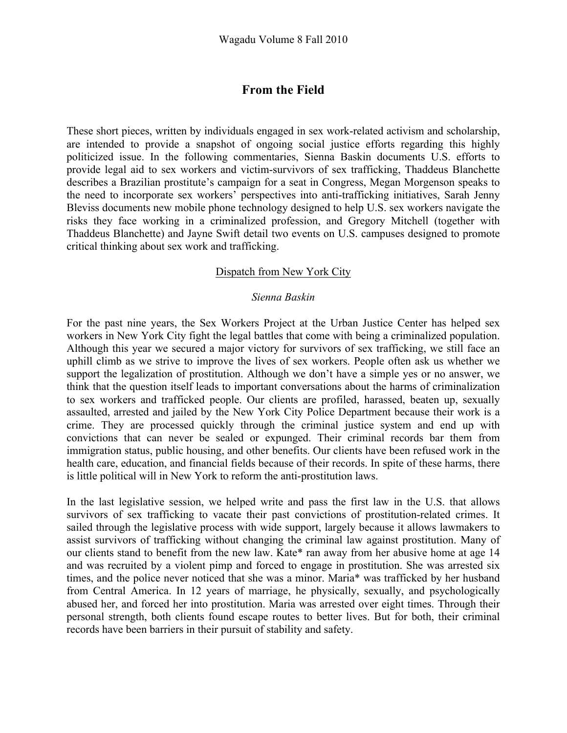# From the Field

These short pieces, written by individuals engaged in sex work-related activism and scholarship, are intended to provide a snapshot of ongoing social justice efforts regarding this highly politicized issue. In the following commentaries, Sienna Baskin documents U.S. efforts to provide legal aid to sex workers and victim-survivors of sex trafficking, Thaddeus Blanchette describes a Brazilian prostitute's campaign for a seat in Congress, Megan Morgenson speaks to the need to incorporate sex workers' perspectives into anti-trafficking initiatives, Sarah Jenny Bleviss documents new mobile phone technology designed to help U.S. sex workers navigate the risks they face working in a criminalized profession, and Gregory Mitchell (together with Thaddeus Blanchette) and Jayne Swift detail two events on U.S. campuses designed to promote critical thinking about sex work and trafficking.

## Dispatch from New York City

*Sienna Baskin*

For the past nine years, the Sex Workers Project at the Urban Justice Center has helped sex workers in New York City fight the legal battles that come with being a criminalized population. Although this year we secured a major victory for survivors of sex trafficking, we still face an uphill climb as we strive to improve the lives of sex workers. People often ask us whether we support the legalization of prostitution. Although we don't have a simple yes or no answer, we think that the question itself leads to important conversations about the harms of criminalization to sex workers and trafficked people. Our clients are profiled, harassed, beaten up, sexually assaulted, arrested and jailed by the New York City Police Department because their work is a crime. They are processed quickly through the criminal justice system and end up with convictions that can never be sealed or expunged. Their criminal records bar them from immigration status, public housing, and other benefits. Our clients have been refused work in the health care, education, and financial fields because of their records. In spite of these harms, there is little political will in New York to reform the anti-prostitution laws.

In the last legislative session, we helped write and pass the first law in the U.S. that allows survivors of sex trafficking to vacate their past convictions of prostitution-related crimes. It sailed through the legislative process with wide support, largely because it allows lawmakers to assist survivors of trafficking without changing the criminal law against prostitution. Many of our clients stand to benefit from the new law. Kate* ran away from her abusive home at age 14 and was recruited by a violent pimp and forced to engage in prostitution. She was arrested six times, and the police never noticed that she was a minor. Maria* was trafficked by her husband from Central America. In 12 years of marriage, he physically, sexually, and psychologically abused her, and forced her into prostitution. Maria was arrested over eight times. Through their personal strength, both clients found escape routes to better lives. But for both, their criminal records have been barriers in their pursuit of stability and safety.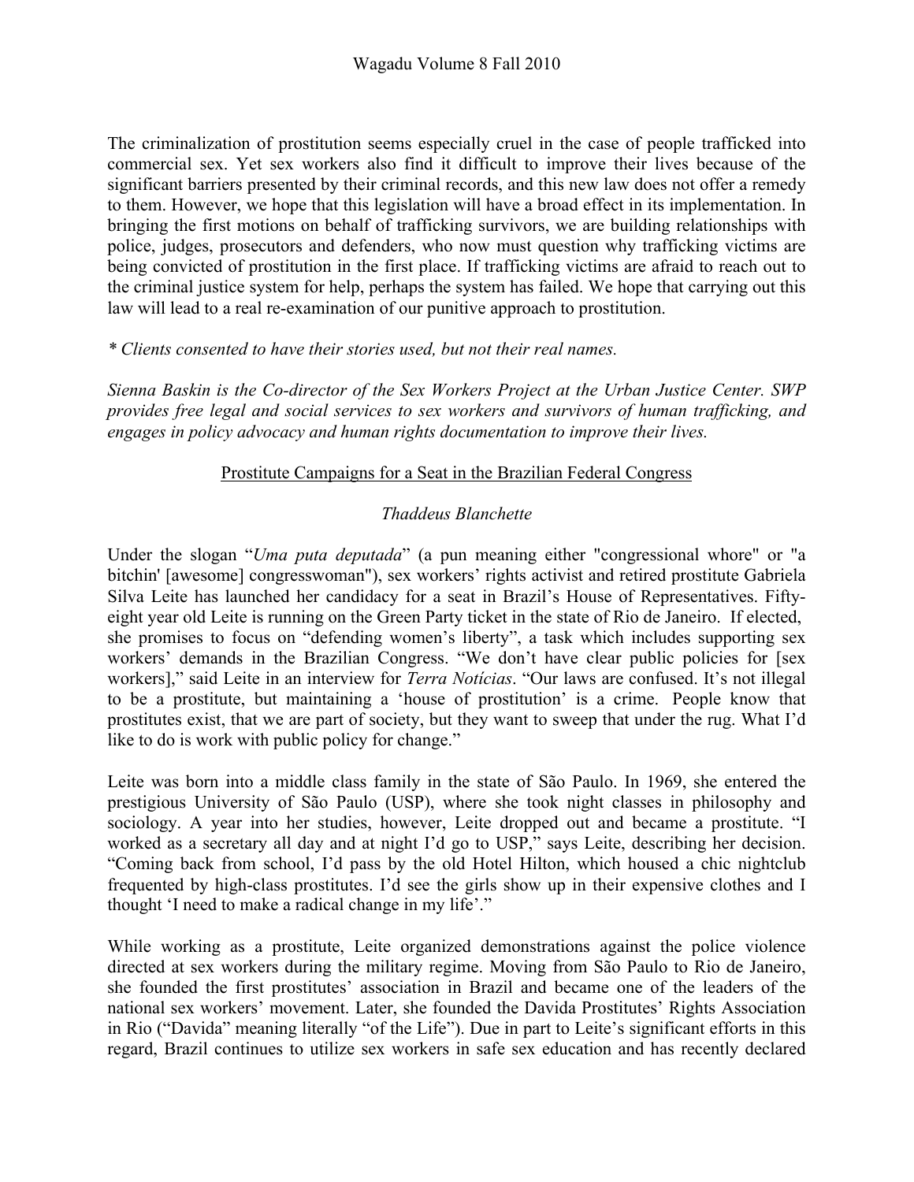The criminalization of prostitution seems especially cruel in the case of people trafficked into commercial sex. Yet sex workers also find it difficult to improve their lives because of the significant barriers presented by their criminal records, and this new law does not offer a remedy to them. However, we hope that this legislation will have a broad effect in its implementation. In bringing the first motions on behalf of trafficking survivors, we are building relationships with police, judges, prosecutors and defenders, who now must question why trafficking victims are being convicted of prostitution in the first place. If trafficking victims are afraid to reach out to the criminal justice system for help, perhaps the system has failed. We hope that carrying out this law will lead to a real re-examination of our punitive approach to prostitution.

*\* Clients consented to have their stories used, but not their real names.*

*Sienna Baskin is the Co-director of the Sex Workers Project at the Urban Justice Center. SWP provides free legal and social services to sex workers and survivors of human trafficking, and engages in policy advocacy and human rights documentation to improve their lives.*

## Prostitute Campaigns for a Seat in the Brazilian Federal Congress

*Thaddeus Blanchette*

Under the slogan "*Uma puta deputada*" (a pun meaning either "congressional whore" or "a bitchin' [awesome] congresswoman"), sex workers' rights activist and retired prostitute Gabriela Silva Leite has launched her candidacy for a seat in Brazil's House of Representatives. Fifty-eight year old Leite is running on the Green Party ticket in the state of Rio de Janeiro. If elected, she promises to focus on "defending women's liberty", a task which includes supporting sex workers' demands in the Brazilian Congress. "We don't have clear public policies for [sex workers]," said Leite in an interview for *Terra Notícias*. "Our laws are confused. It's not illegal to be a prostitute, but maintaining a 'house of prostitution' is a crime. People know that prostitutes exist, that we are part of society, but they want to sweep that under the rug. What I'd like to do is work with public policy for change."

Leite was born into a middle class family in the state of São Paulo. In 1969, she entered the prestigious University of São Paulo (USP), where she took night classes in philosophy and sociology. A year into her studies, however, Leite dropped out and became a prostitute. "I worked as a secretary all day and at night I'd go to USP," says Leite, describing her decision. "Coming back from school, I'd pass by the old Hotel Hilton, which housed a chic nightclub frequented by high-class prostitutes. I'd see the girls show up in their expensive clothes and I thought 'I need to make a radical change in my life'."

While working as a prostitute, Leite organized demonstrations against the police violence directed at sex workers during the military regime. Moving from São Paulo to Rio de Janeiro, she founded the first prostitutes' association in Brazil and became one of the leaders of the national sex workers' movement. Later, she founded the Davida Prostitutes' Rights Association in Rio ("Davida" meaning literally "of the Life"). Due in part to Leite's significant efforts in this regard, Brazil continues to utilize sex workers in safe sex education and has recently declared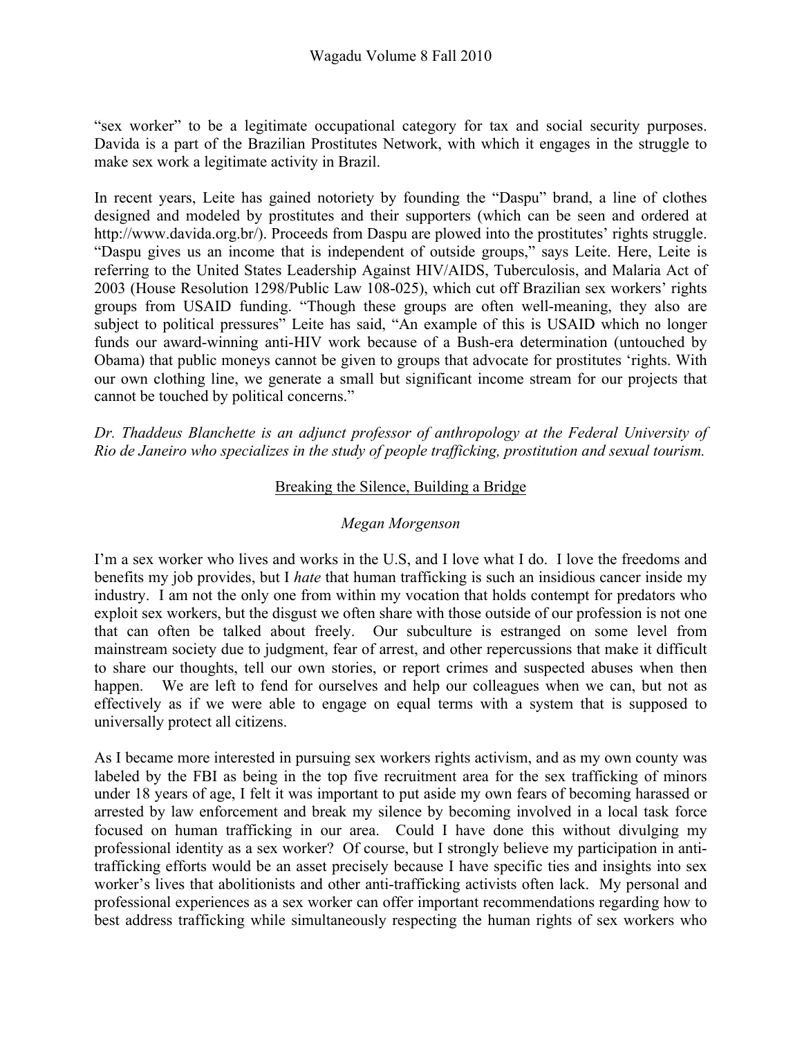"sex worker" to be a legitimate occupational category for tax and social security purposes. Davida is a part of the Brazilian Prostitutes Network, with which it engages in the struggle to make sex work a legitimate activity in Brazil.

In recent years, Leite has gained notoriety by founding the "Daspu" brand, a line of clothes designed and modeled by prostitutes and their supporters (which can be seen and ordered at http://www.davida.org.br/). Proceeds from Daspu are plowed into the prostitutes' rights struggle. "Daspu gives us an income that is independent of outside groups," says Leite. Here, Leite is referring to the United States Leadership Against HIV/AIDS, Tuberculosis, and Malaria Act of 2003 (House Resolution 1298/Public Law 108-025), which cut off Brazilian sex workers' rights groups from USAID funding. "Though these groups are often well-meaning, they also are subject to political pressures" Leite has said, "An example of this is USAID which no longer funds our award-winning anti-HIV work because of a Bush-era determination (untouched by Obama) that public moneys cannot be given to groups that advocate for prostitutes 'rights. With our own clothing line, we generate a small but significant income stream for our projects that cannot be touched by political concerns."

*Dr. Thaddeus Blanchette is an adjunct professor of anthropology at the Federal University of Rio de Janeiro who specializes in the study of people trafficking, prostitution and sexual tourism.*

## Breaking the Silence, Building a Bridge

*Megan Morgenson*

I'm a sex worker who lives and works in the U.S, and I love what I do. I love the freedoms and benefits my job provides, but I *hate* that human trafficking is such an insidious cancer inside my industry. I am not the only one from within my vocation that holds contempt for predators who exploit sex workers, but the disgust we often share with those outside of our profession is not one that can often be talked about freely. Our subculture is estranged on some level from mainstream society due to judgment, fear of arrest, and other repercussions that make it difficult to share our thoughts, tell our own stories, or report crimes and suspected abuses when then happen. We are left to fend for ourselves and help our colleagues when we can, but not as effectively as if we were able to engage on equal terms with a system that is supposed to universally protect all citizens.

As I became more interested in pursuing sex workers rights activism, and as my own county was labeled by the FBI as being in the top five recruitment area for the sex trafficking of minors under 18 years of age, I felt it was important to put aside my own fears of becoming harassed or arrested by law enforcement and break my silence by becoming involved in a local task force focused on human trafficking in our area. Could I have done this without divulging my professional identity as a sex worker? Of course, but I strongly believe my participation in anti-trafficking efforts would be an asset precisely because I have specific ties and insights into sex worker's lives that abolitionists and other anti-trafficking activists often lack. My personal and professional experiences as a sex worker can offer important recommendations regarding how to best address trafficking while simultaneously respecting the human rights of sex workers who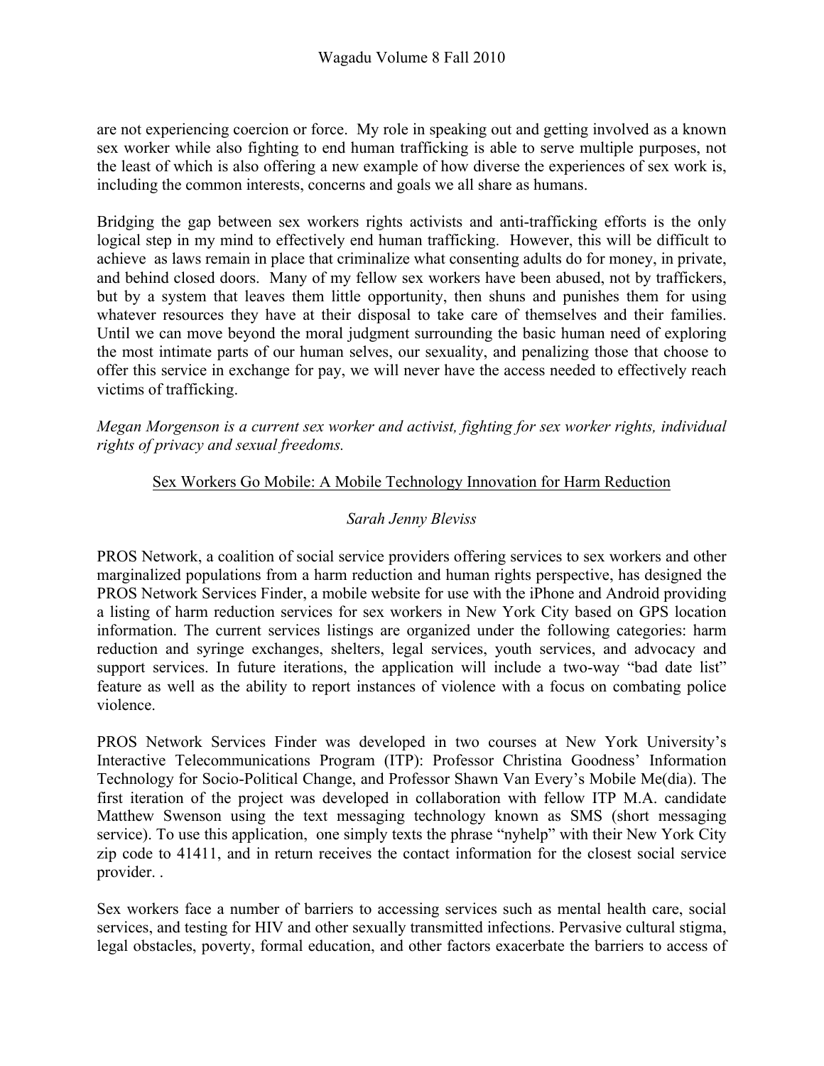are not experiencing coercion or force. My role in speaking out and getting involved as a known sex worker while also fighting to end human trafficking is able to serve multiple purposes, not the least of which is also offering a new example of how diverse the experiences of sex work is, including the common interests, concerns and goals we all share as humans.

Bridging the gap between sex workers rights activists and anti-trafficking efforts is the only logical step in my mind to effectively end human trafficking. However, this will be difficult to achieve as laws remain in place that criminalize what consenting adults do for money, in private, and behind closed doors. Many of my fellow sex workers have been abused, not by traffickers, but by a system that leaves them little opportunity, then shuns and punishes them for using whatever resources they have at their disposal to take care of themselves and their families. Until we can move beyond the moral judgment surrounding the basic human need of exploring the most intimate parts of our human selves, our sexuality, and penalizing those that choose to offer this service in exchange for pay, we will never have the access needed to effectively reach victims of trafficking.

*Megan Morgenson is a current sex worker and activist, fighting for sex worker rights, individual rights of privacy and sexual freedoms.*

## Sex Workers Go Mobile: A Mobile Technology Innovation for Harm Reduction

*Sarah Jenny Bleviss*

PROS Network, a coalition of social service providers offering services to sex workers and other marginalized populations from a harm reduction and human rights perspective, has designed the PROS Network Services Finder, a mobile website for use with the iPhone and Android providing a listing of harm reduction services for sex workers in New York City based on GPS location information. The current services listings are organized under the following categories: harm reduction and syringe exchanges, shelters, legal services, youth services, and advocacy and support services. In future iterations, the application will include a two-way "bad date list" feature as well as the ability to report instances of violence with a focus on combating police violence.

PROS Network Services Finder was developed in two courses at New York University's Interactive Telecommunications Program (ITP): Professor Christina Goodness' Information Technology for Socio-Political Change, and Professor Shawn Van Every's Mobile Me(dia). The first iteration of the project was developed in collaboration with fellow ITP M.A. candidate Matthew Swenson using the text messaging technology known as SMS (short messaging service). To use this application, one simply texts the phrase "nyhelp" with their New York City zip code to 41411, and in return receives the contact information for the closest social service provider. .

Sex workers face a number of barriers to accessing services such as mental health care, social services, and testing for HIV and other sexually transmitted infections. Pervasive cultural stigma, legal obstacles, poverty, formal education, and other factors exacerbate the barriers to access of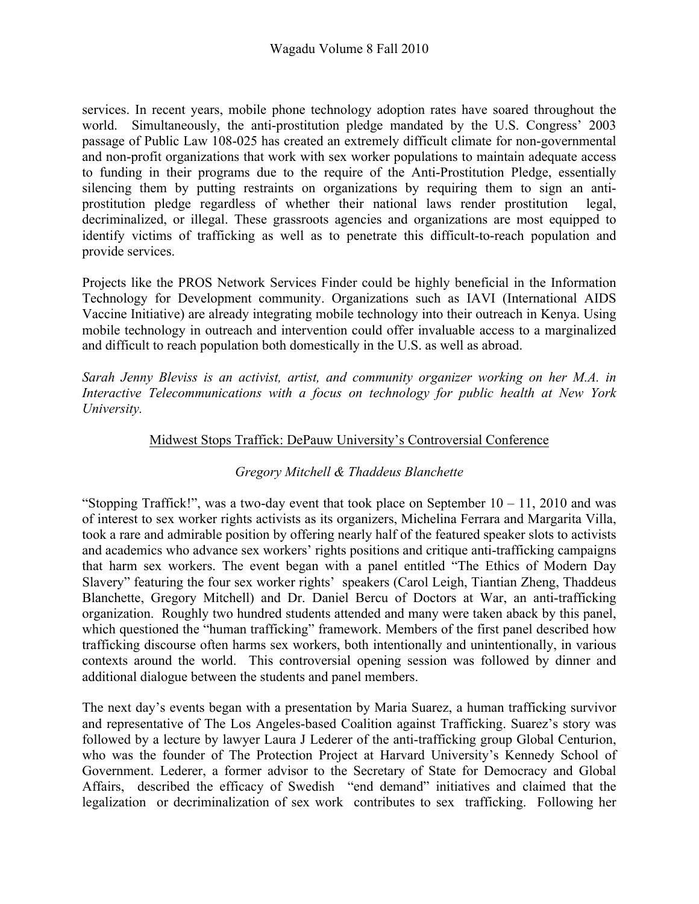services. In recent years, mobile phone technology adoption rates have soared throughout the world. Simultaneously, the anti-prostitution pledge mandated by the U.S. Congress' 2003 passage of Public Law 108-025 has created an extremely difficult climate for non-governmental and non-profit organizations that work with sex worker populations to maintain adequate access to funding in their programs due to the require of the Anti-Prostitution Pledge, essentially silencing them by putting restraints on organizations by requiring them to sign an anti-prostitution pledge regardless of whether their national laws render prostitution legal, decriminalized, or illegal. These grassroots agencies and organizations are most equipped to identify victims of trafficking as well as to penetrate this difficult-to-reach population and provide services.

Projects like the PROS Network Services Finder could be highly beneficial in the Information Technology for Development community. Organizations such as IAVI (International AIDS Vaccine Initiative) are already integrating mobile technology into their outreach in Kenya. Using mobile technology in outreach and intervention could offer invaluable access to a marginalized and difficult to reach population both domestically in the U.S. as well as abroad.

*Sarah Jenny Bleviss is an activist, artist, and community organizer working on her M.A. in Interactive Telecommunications with a focus on technology for public health at New York University.*

## Midwest Stops Traffick: DePauw University's Controversial Conference

*Gregory Mitchell & Thaddeus Blanchette*

"Stopping Traffick!", was a two-day event that took place on September 10 – 11, 2010 and was of interest to sex worker rights activists as its organizers, Michelina Ferrara and Margarita Villa, took a rare and admirable position by offering nearly half of the featured speaker slots to activists and academics who advance sex workers' rights positions and critique anti-trafficking campaigns that harm sex workers. The event began with a panel entitled "The Ethics of Modern Day Slavery" featuring the four sex worker rights' speakers (Carol Leigh, Tiantian Zheng, Thaddeus Blanchette, Gregory Mitchell) and Dr. Daniel Bercu of Doctors at War, an anti-trafficking organization. Roughly two hundred students attended and many were taken aback by this panel, which questioned the "human trafficking" framework. Members of the first panel described how trafficking discourse often harms sex workers, both intentionally and unintentionally, in various contexts around the world. This controversial opening session was followed by dinner and additional dialogue between the students and panel members.

The next day's events began with a presentation by Maria Suarez, a human trafficking survivor and representative of The Los Angeles-based Coalition against Trafficking. Suarez's story was followed by a lecture by lawyer Laura J Lederer of the anti-trafficking group Global Centurion, who was the founder of The Protection Project at Harvard University's Kennedy School of Government. Lederer, a former advisor to the Secretary of State for Democracy and Global Affairs, described the efficacy of Swedish "end demand" initiatives and claimed that the legalization or decriminalization of sex work contributes to sex trafficking. Following her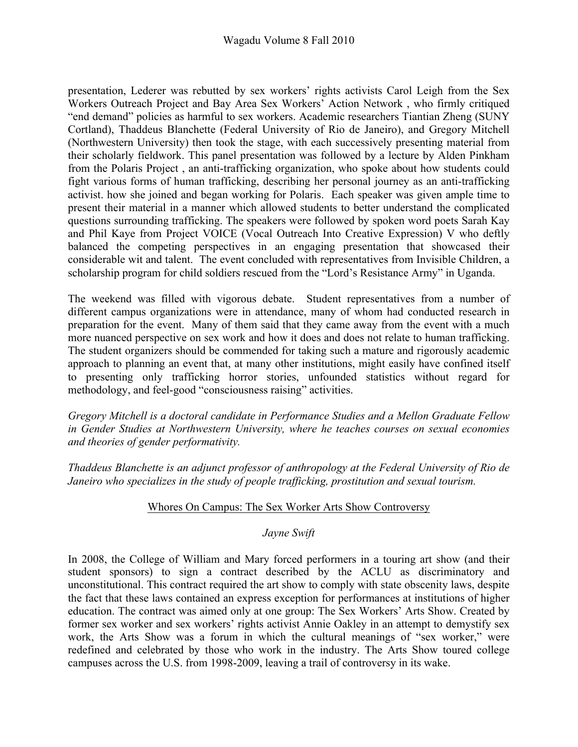presentation, Lederer was rebutted by sex workers' rights activists Carol Leigh from the Sex Workers Outreach Project and Bay Area Sex Workers' Action Network , who firmly critiqued "end demand" policies as harmful to sex workers. Academic researchers Tiantian Zheng (SUNY Cortland), Thaddeus Blanchette (Federal University of Rio de Janeiro), and Gregory Mitchell (Northwestern University) then took the stage, with each successively presenting material from their scholarly fieldwork. This panel presentation was followed by a lecture by Alden Pinkham from the Polaris Project , an anti-trafficking organization, who spoke about how students could fight various forms of human trafficking, describing her personal journey as an anti-trafficking activist. how she joined and began working for Polaris. Each speaker was given ample time to present their material in a manner which allowed students to better understand the complicated questions surrounding trafficking. The speakers were followed by spoken word poets Sarah Kay and Phil Kaye from Project VOICE (Vocal Outreach Into Creative Expression) V who deftly balanced the competing perspectives in an engaging presentation that showcased their considerable wit and talent. The event concluded with representatives from Invisible Children, a scholarship program for child soldiers rescued from the "Lord's Resistance Army" in Uganda.

The weekend was filled with vigorous debate. Student representatives from a number of different campus organizations were in attendance, many of whom had conducted research in preparation for the event. Many of them said that they came away from the event with a much more nuanced perspective on sex work and how it does and does not relate to human trafficking. The student organizers should be commended for taking such a mature and rigorously academic approach to planning an event that, at many other institutions, might easily have confined itself to presenting only trafficking horror stories, unfounded statistics without regard for methodology, and feel-good "consciousness raising" activities.

*Gregory Mitchell is a doctoral candidate in Performance Studies and a Mellon Graduate Fellow in Gender Studies at Northwestern University, where he teaches courses on sexual economies and theories of gender performativity.*

*Thaddeus Blanchette is an adjunct professor of anthropology at the Federal University of Rio de Janeiro who specializes in the study of people trafficking, prostitution and sexual tourism.*

## Whores On Campus: The Sex Worker Arts Show Controversy

*Jayne Swift*

In 2008, the College of William and Mary forced performers in a touring art show (and their student sponsors) to sign a contract described by the ACLU as discriminatory and unconstitutional. This contract required the art show to comply with state obscenity laws, despite the fact that these laws contained an express exception for performances at institutions of higher education. The contract was aimed only at one group: The Sex Workers' Arts Show. Created by former sex worker and sex workers' rights activist Annie Oakley in an attempt to demystify sex work, the Arts Show was a forum in which the cultural meanings of "sex worker," were redefined and celebrated by those who work in the industry. The Arts Show toured college campuses across the U.S. from 1998-2009, leaving a trail of controversy in its wake.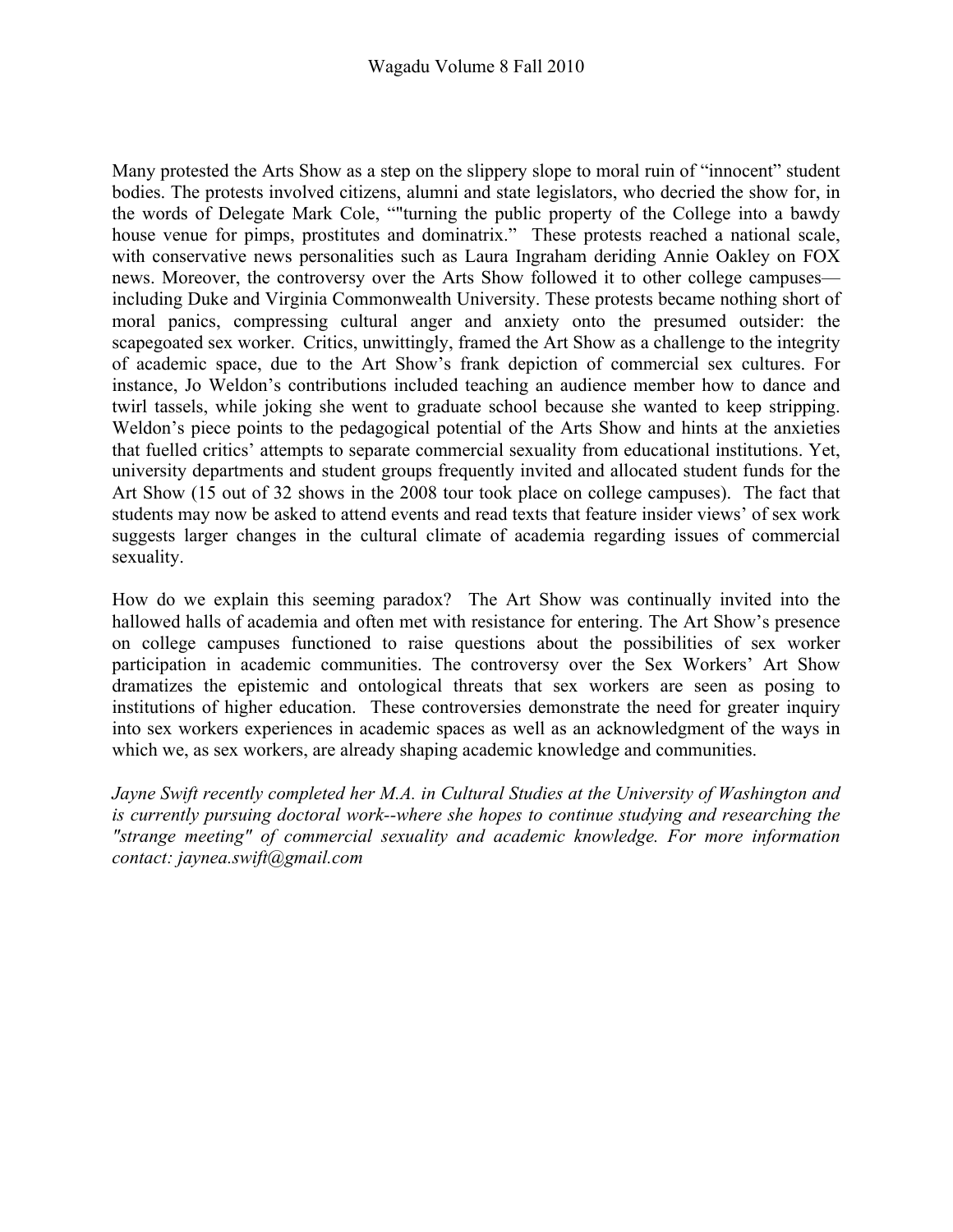Many protested the Arts Show as a step on the slippery slope to moral ruin of "innocent" student bodies. The protests involved citizens, alumni and state legislators, who decried the show for, in the words of Delegate Mark Cole, ""turning the public property of the College into a bawdy house venue for pimps, prostitutes and dominatrix." These protests reached a national scale, with conservative news personalities such as Laura Ingraham deriding Annie Oakley on FOX news. Moreover, the controversy over the Arts Show followed it to other college campuses—including Duke and Virginia Commonwealth University. These protests became nothing short of moral panics, compressing cultural anger and anxiety onto the presumed outsider: the scapegoated sex worker. Critics, unwittingly, framed the Art Show as a challenge to the integrity of academic space, due to the Art Show's frank depiction of commercial sex cultures. For instance, Jo Weldon's contributions included teaching an audience member how to dance and twirl tassels, while joking she went to graduate school because she wanted to keep stripping. Weldon's piece points to the pedagogical potential of the Arts Show and hints at the anxieties that fuelled critics' attempts to separate commercial sexuality from educational institutions. Yet, university departments and student groups frequently invited and allocated student funds for the Art Show (15 out of 32 shows in the 2008 tour took place on college campuses). The fact that students may now be asked to attend events and read texts that feature insider views' of sex work suggests larger changes in the cultural climate of academia regarding issues of commercial sexuality.

How do we explain this seeming paradox? The Art Show was continually invited into the hallowed halls of academia and often met with resistance for entering. The Art Show's presence on college campuses functioned to raise questions about the possibilities of sex worker participation in academic communities. The controversy over the Sex Workers' Art Show dramatizes the epistemic and ontological threats that sex workers are seen as posing to institutions of higher education. These controversies demonstrate the need for greater inquiry into sex workers experiences in academic spaces as well as an acknowledgment of the ways in which we, as sex workers, are already shaping academic knowledge and communities.

*Jayne Swift recently completed her M.A. in Cultural Studies at the University of Washington and is currently pursuing doctoral work--where she hopes to continue studying and researching the "strange meeting" of commercial sexuality and academic knowledge. For more information contact: jaynea.swift@gmail.com*